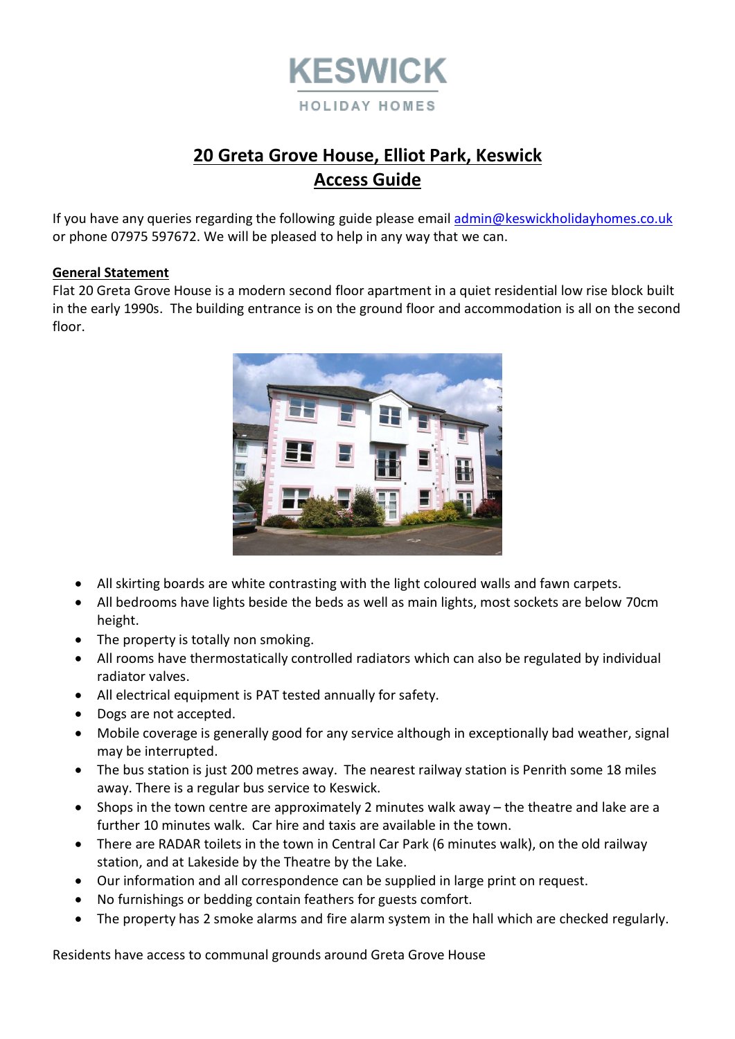# KESWICK

HOLIDAY HOMES

## 20 Greta Grove House, Elliot Park, Keswick
## Access Guide

If you have any queries regarding the following guide please email admin@keswickholidayhomes.co.uk or phone 07975 597672. We will be pleased to help in any way that we can.

**General Statement**

Flat 20 Greta Grove House is a modern second floor apartment in a quiet residential low rise block built in the early 1990s. The building entrance is on the ground floor and accommodation is all on the second floor.

- All skirting boards are white contrasting with the light coloured walls and fawn carpets.
- All bedrooms have lights beside the beds as well as main lights, most sockets are below 70cm height.
- The property is totally non smoking.
- All rooms have thermostatically controlled radiators which can also be regulated by individual radiator valves.
- All electrical equipment is PAT tested annually for safety.
- Dogs are not accepted.
- Mobile coverage is generally good for any service although in exceptionally bad weather, signal may be interrupted.
- The bus station is just 200 metres away. The nearest railway station is Penrith some 18 miles away. There is a regular bus service to Keswick.
- Shops in the town centre are approximately 2 minutes walk away – the theatre and lake are a further 10 minutes walk. Car hire and taxis are available in the town.
- There are RADAR toilets in the town in Central Car Park (6 minutes walk), on the old railway station, and at Lakeside by the Theatre by the Lake.
- Our information and all correspondence can be supplied in large print on request.
- No furnishings or bedding contain feathers for guests comfort.
- The property has 2 smoke alarms and fire alarm system in the hall which are checked regularly.

Residents have access to communal grounds around Greta Grove House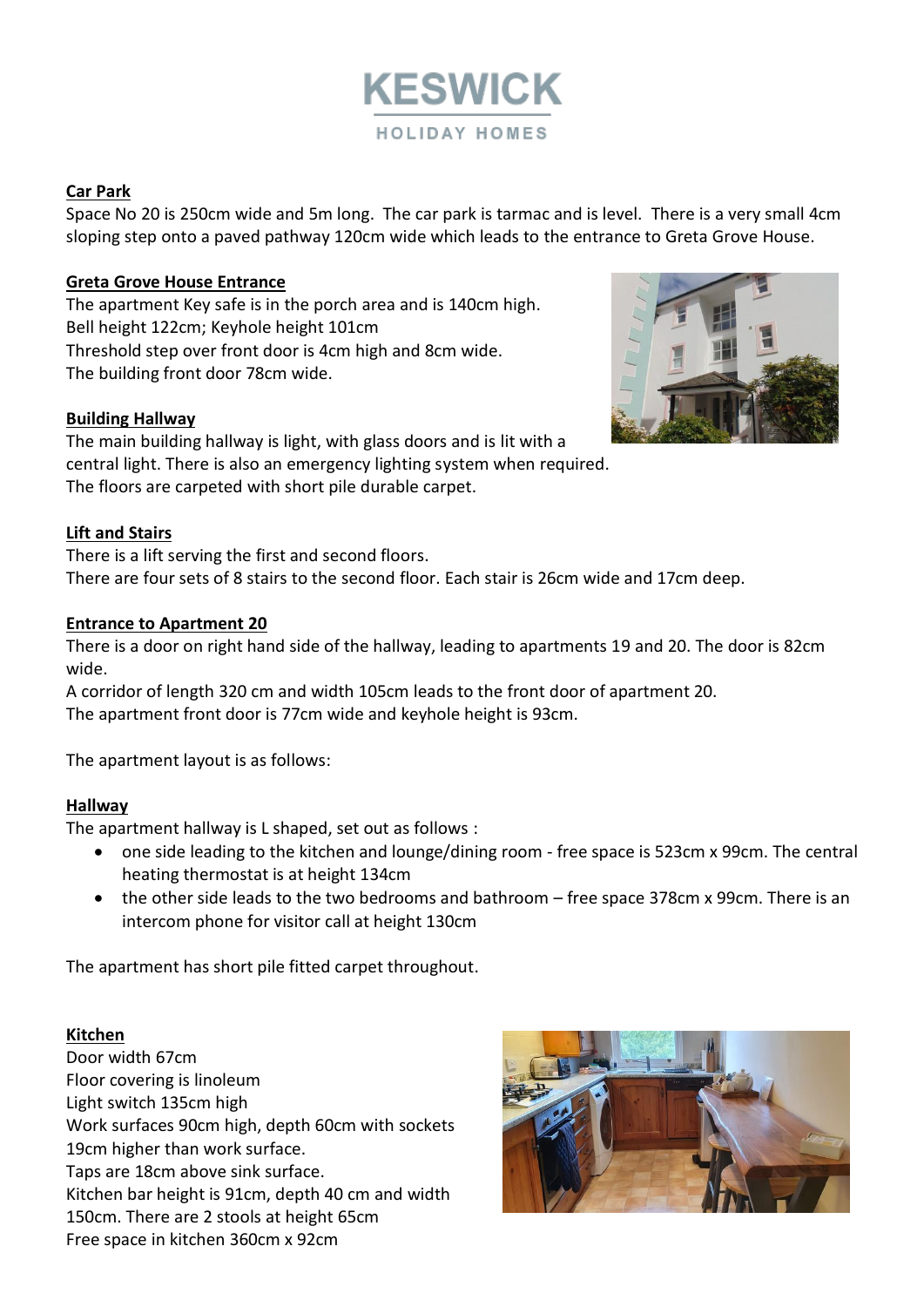# KESWICK
HOLIDAY HOMES

**Car Park**

Space No 20 is 250cm wide and 5m long. The car park is tarmac and is level. There is a very small 4cm sloping step onto a paved pathway 120cm wide which leads to the entrance to Greta Grove House.

**Greta Grove House Entrance**

The apartment Key safe is in the porch area and is 140cm high.
Bell height 122cm; Keyhole height 101cm
Threshold step over front door is 4cm high and 8cm wide.
The building front door 78cm wide.

**Building Hallway**

The main building hallway is light, with glass doors and is lit with a central light. There is also an emergency lighting system when required. The floors are carpeted with short pile durable carpet.

**Lift and Stairs**

There is a lift serving the first and second floors.
There are four sets of 8 stairs to the second floor. Each stair is 26cm wide and 17cm deep.

**Entrance to Apartment 20**

There is a door on right hand side of the hallway, leading to apartments 19 and 20. The door is 82cm wide.
A corridor of length 320 cm and width 105cm leads to the front door of apartment 20.
The apartment front door is 77cm wide and keyhole height is 93cm.

The apartment layout is as follows:

**Hallway**

The apartment hallway is L shaped, set out as follows :

- one side leading to the kitchen and lounge/dining room - free space is 523cm x 99cm. The central heating thermostat is at height 134cm
- the other side leads to the two bedrooms and bathroom – free space 378cm x 99cm. There is an intercom phone for visitor call at height 130cm

The apartment has short pile fitted carpet throughout.

**Kitchen**

Door width 67cm
Floor covering is linoleum
Light switch 135cm high
Work surfaces 90cm high, depth 60cm with sockets 19cm higher than work surface.
Taps are 18cm above sink surface.
Kitchen bar height is 91cm, depth 40 cm and width 150cm. There are 2 stools at height 65cm
Free space in kitchen 360cm x 92cm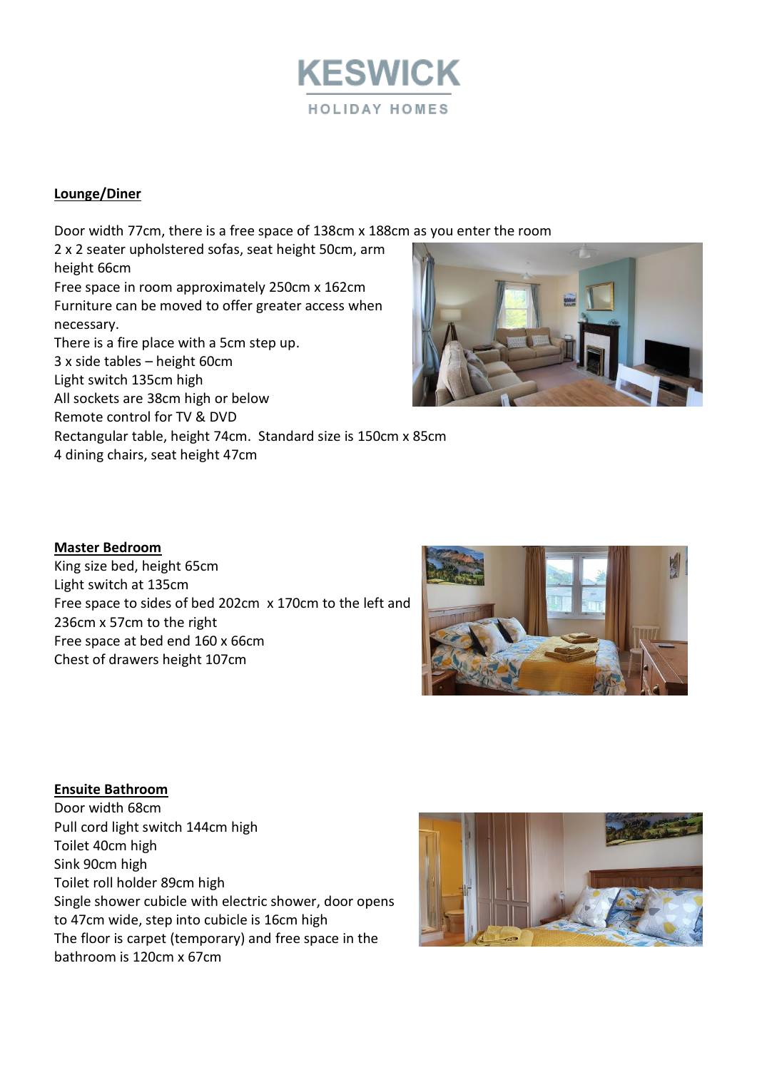KESWICK
HOLIDAY HOMES

## Lounge/Diner

Door width 77cm, there is a free space of 138cm x 188cm as you enter the room
2 x 2 seater upholstered sofas, seat height 50cm, arm height 66cm
Free space in room approximately 250cm x 162cm
Furniture can be moved to offer greater access when necessary.
There is a fire place with a 5cm step up.
3 x side tables – height 60cm
Light switch 135cm high
All sockets are 38cm high or below
Remote control for TV & DVD
Rectangular table, height 74cm. Standard size is 150cm x 85cm
4 dining chairs, seat height 47cm

## Master Bedroom

King size bed, height 65cm
Light switch at 135cm
Free space to sides of bed 202cm x 170cm to the left and 236cm x 57cm to the right
Free space at bed end 160 x 66cm
Chest of drawers height 107cm

## Ensuite Bathroom

Door width 68cm
Pull cord light switch 144cm high
Toilet 40cm high
Sink 90cm high
Toilet roll holder 89cm high
Single shower cubicle with electric shower, door opens to 47cm wide, step into cubicle is 16cm high
The floor is carpet (temporary) and free space in the bathroom is 120cm x 67cm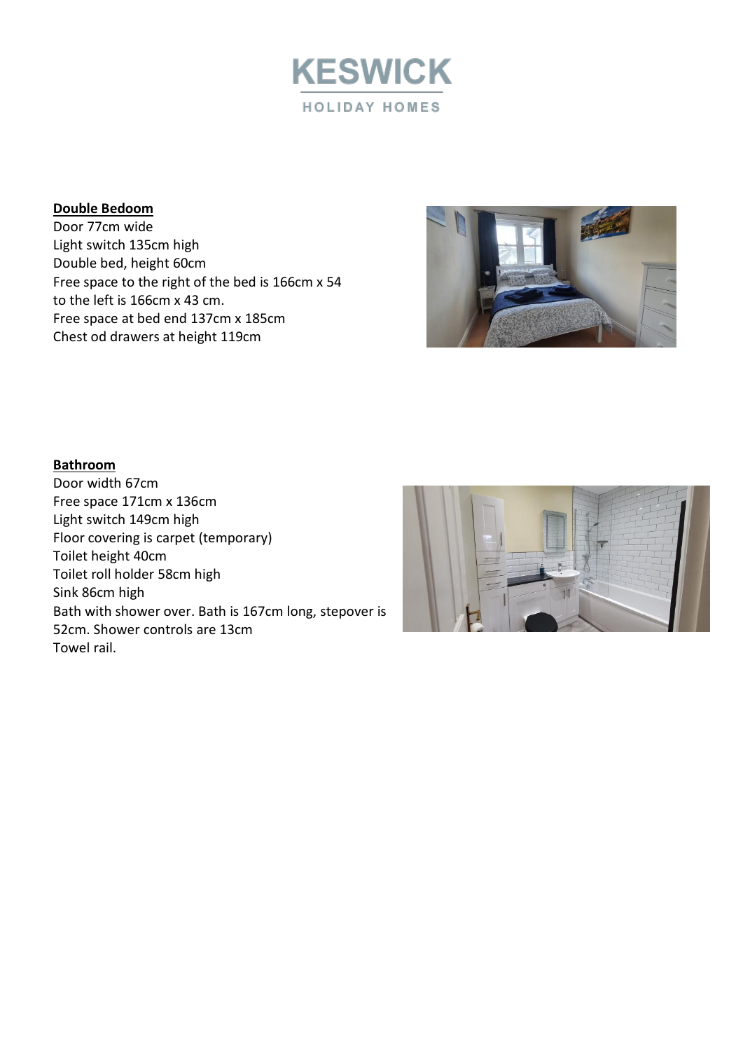# KESWICK

HOLIDAY HOMES

**Double Bedoom**

Door 77cm wide
Light switch 135cm high
Double bed, height 60cm
Free space to the right of the bed is 166cm x 54
to the left is 166cm x 43 cm.
Free space at bed end 137cm x 185cm
Chest od drawers at height 119cm

**Bathroom**

Door width 67cm
Free space 171cm x 136cm
Light switch 149cm high
Floor covering is carpet (temporary)
Toilet height 40cm
Toilet roll holder 58cm high
Sink 86cm high
Bath with shower over. Bath is 167cm long, stepover is 52cm. Shower controls are 13cm
Towel rail.